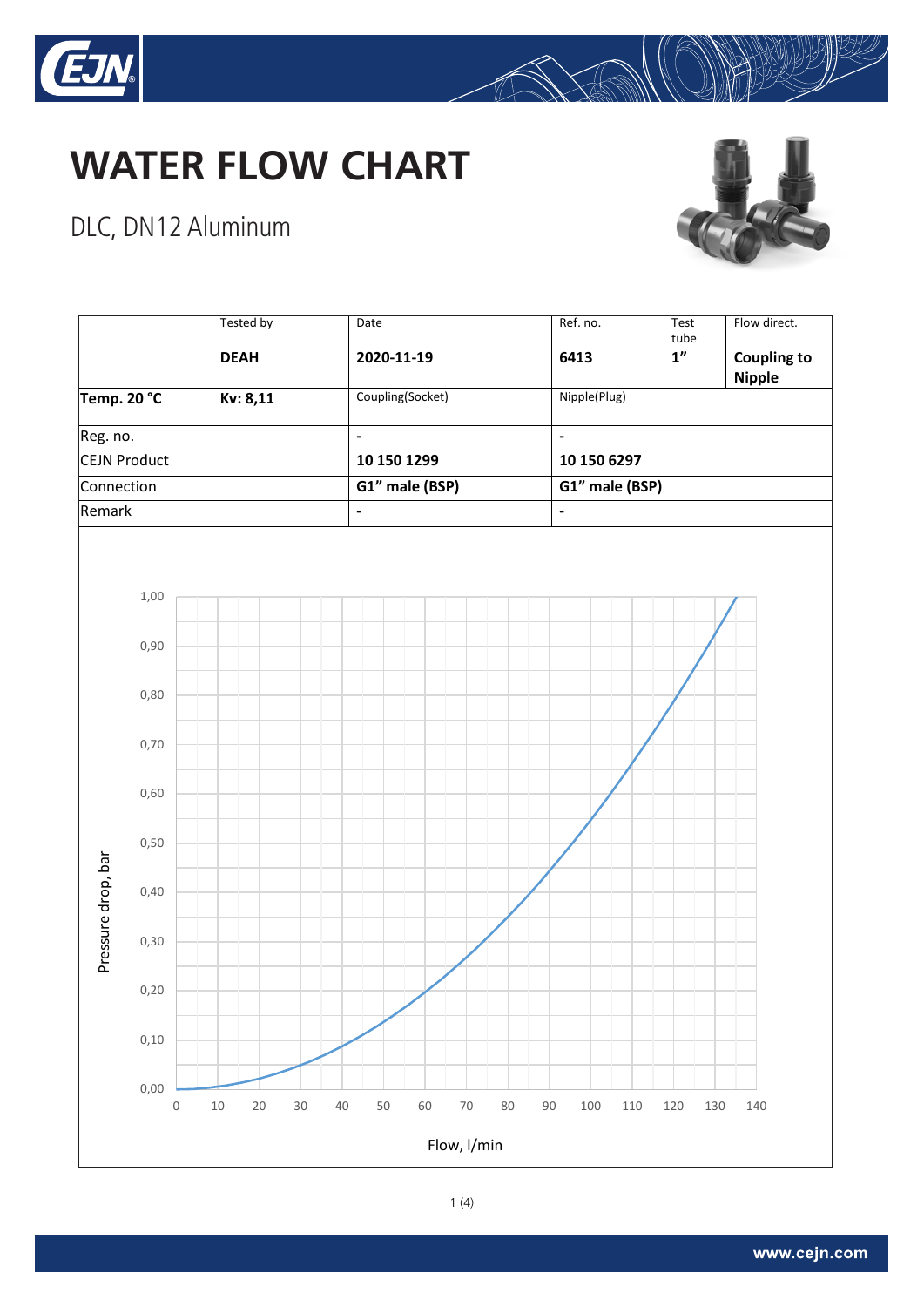# WATER FLOW CHART

## DLC, DN12 Aluminum

| | Tested by | Date | Ref. no. | Test tube | Flow direct. |
|---|---|---|---|---|---|
| | **DEAH** | **2020-11-19** | **6413** | **1"** | **Coupling to Nipple** |
| **Temp. 20 °C** | **Kv: 8,11** | Coupling(Socket) | Nipple(Plug) | | |
| Reg. no. | | **-** | **-** | | |
| CEJN Product | | **10 150 1299** | **10 150 6297** | | |
| Connection | | **G1" male (BSP)** | **G1" male (BSP)** | | |
| Remark | | **-** | **-** | | |

Pressure drop, bar (0,00 – 1,00) vs. Flow, l/min (0 – 140)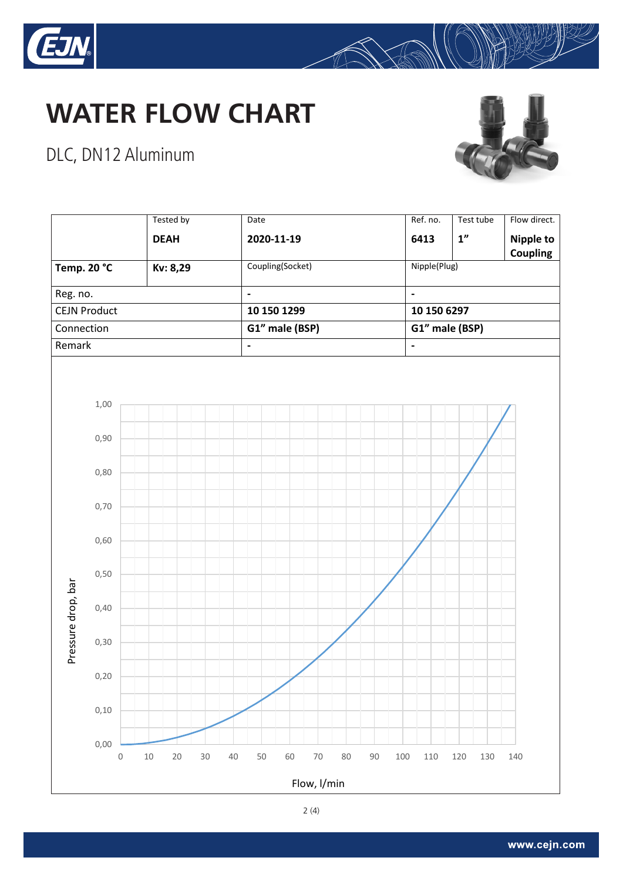# WATER FLOW CHART

DLC, DN12 Aluminum

| | Tested by | Date | Ref. no. | Test tube | Flow direct. |
|---|---|---|---|---|---|
| | **DEAH** | **2020-11-19** | **6413** | **1"** | **Nipple to Coupling** |
| **Temp. 20 °C** | **Kv: 8,29** | Coupling(Socket) | Nipple(Plug) | | |
| Reg. no. | | - | - | | |
| CEJN Product | | **10 150 1299** | **10 150 6297** | | |
| Connection | | **G1" male (BSP)** | **G1" male (BSP)** | | |
| Remark | | - | - | | |

Pressure drop, bar

1,00
0,90
0,80
0,70
0,60
0,50
0,40
0,30
0,20
0,10
0,00

0 10 20 30 40 50 60 70 80 90 100 110 120 130 140

Flow, l/min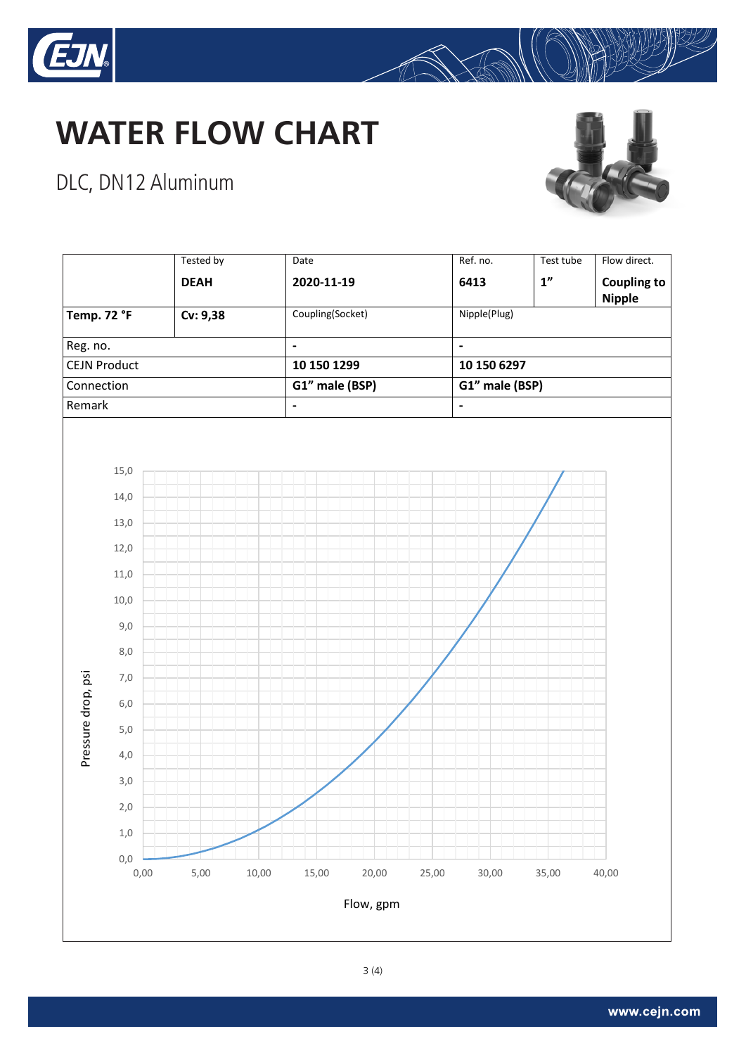# WATER FLOW CHART

DLC, DN12 Aluminum

| | Tested by | Date | Ref. no. | Test tube | Flow direct. |
|---|---|---|---|---|---|
| | **DEAH** | **2020-11-19** | **6413** | **1"** | **Coupling to Nipple** |
| **Temp. 72 °F** | **Cv: 9,38** | Coupling(Socket) | Nipple(Plug) | | |
| Reg. no. | | **-** | **-** | | |
| CEJN Product | | **10 150 1299** | **10 150 6297** | | |
| Connection | | **G1" male (BSP)** | **G1" male (BSP)** | | |
| Remark | | **-** | **-** | | |

Pressure drop, psi

15,0
14,0
13,0
12,0
11,0
10,0
9,0
8,0
7,0
6,0
5,0
4,0
3,0
2,0
1,0
0,0

0,00 5,00 10,00 15,00 20,00 25,00 30,00 35,00 40,00

Flow, gpm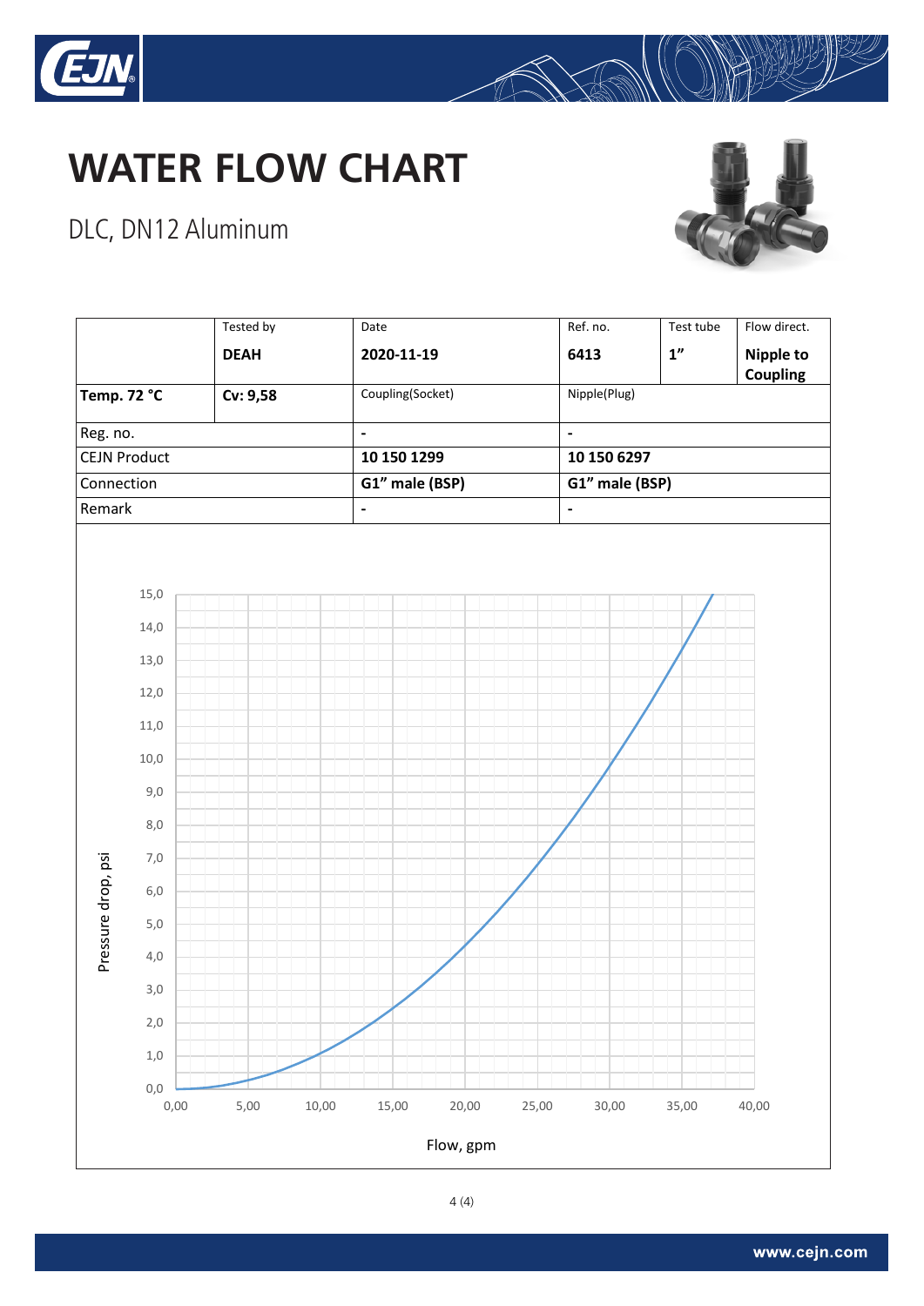# WATER FLOW CHART

DLC, DN12 Aluminum

| | Tested by | Date | Ref. no. | Test tube | Flow direct. |
|---|---|---|---|---|---|
| | **DEAH** | **2020-11-19** | **6413** | **1"** | **Nipple to Coupling** |
| **Temp. 72 °C** | **Cv: 9,58** | Coupling(Socket) | Nipple(Plug) | | |
| Reg. no. | | - | - | | |
| CEJN Product | | **10 150 1299** | **10 150 6297** | | |
| Connection | | **G1" male (BSP)** | **G1" male (BSP)** | | |
| Remark | | - | - | | |

Pressure drop, psi

15,0
14,0
13,0
12,0
11,0
10,0
9,0
8,0
7,0
6,0
5,0
4,0
3,0
2,0
1,0
0,0

0,00 5,00 10,00 15,00 20,00 25,00 30,00 35,00 40,00

Flow, gpm

www.cejn.com